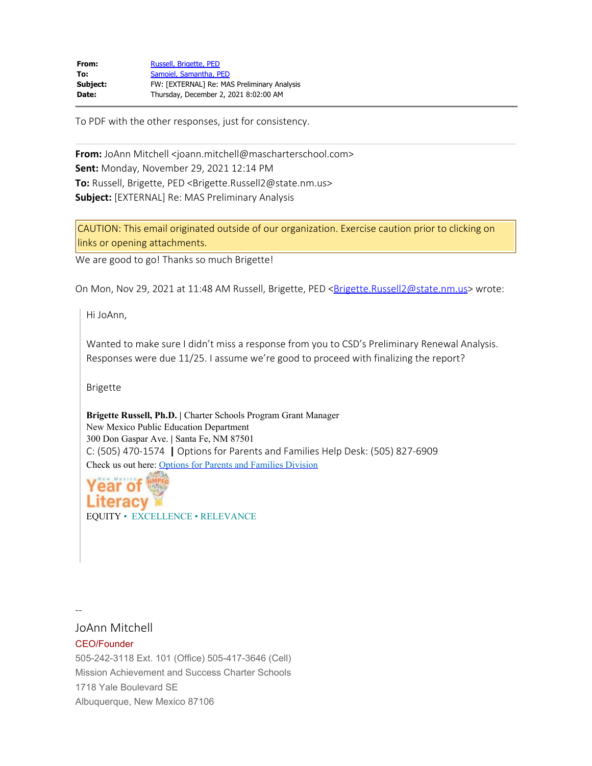| | |
|---|---|
| **From:** | Russell, Brigette, PED |
| **To:** | Samoiel, Samantha, PED |
| **Subject:** | FW: [EXTERNAL] Re: MAS Preliminary Analysis |
| **Date:** | Thursday, December 2, 2021 8:02:00 AM |

---

To PDF with the other responses, just for consistency.

---

**From:** JoAnn Mitchell <joann.mitchell@mascharterschool.com>
**Sent:** Monday, November 29, 2021 12:14 PM
**To:** Russell, Brigette, PED <Brigette.Russell2@state.nm.us>
**Subject:** [EXTERNAL] Re: MAS Preliminary Analysis

CAUTION: This email originated outside of our organization. Exercise caution prior to clicking on links or opening attachments.

We are good to go! Thanks so much Brigette!

On Mon, Nov 29, 2021 at 11:48 AM Russell, Brigette, PED <Brigette.Russell2@state.nm.us> wrote:

> Hi JoAnn,
>
> Wanted to make sure I didn't miss a response from you to CSD's Preliminary Renewal Analysis. Responses were due 11/25. I assume we're good to proceed with finalizing the report?
>
> Brigette
>
> **Brigette Russell, Ph.D.** | Charter Schools Program Grant Manager
> New Mexico Public Education Department
> 300 Don Gaspar Ave. | Santa Fe, NM 87501
> C: (505) 470-1574 | Options for Parents and Families Help Desk: (505) 827-6909
> Check us out here: Options for Parents and Families Division
>
> New Mexico Year of Literacy NMPED
>
> EQUITY • EXCELLENCE • RELEVANCE

--

JoAnn Mitchell
CEO/Founder
505-242-3118 Ext. 101 (Office) 505-417-3646 (Cell)
Mission Achievement and Success Charter Schools
1718 Yale Boulevard SE
Albuquerque, New Mexico 87106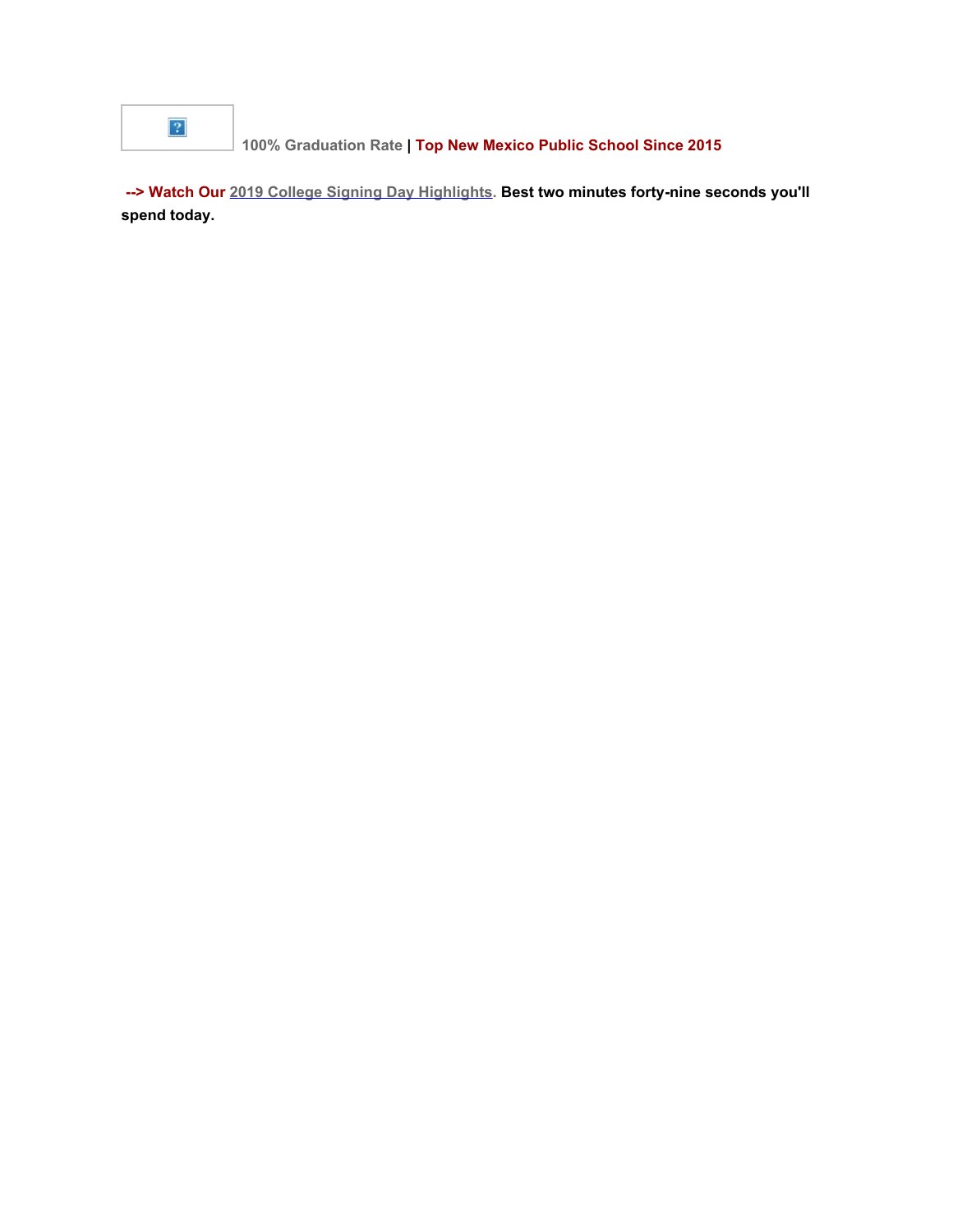**100% Graduation Rate | Top New Mexico Public School Since 2015**

**--> Watch Our 2019 College Signing Day Highlights. Best two minutes forty-nine seconds you'll spend today.**